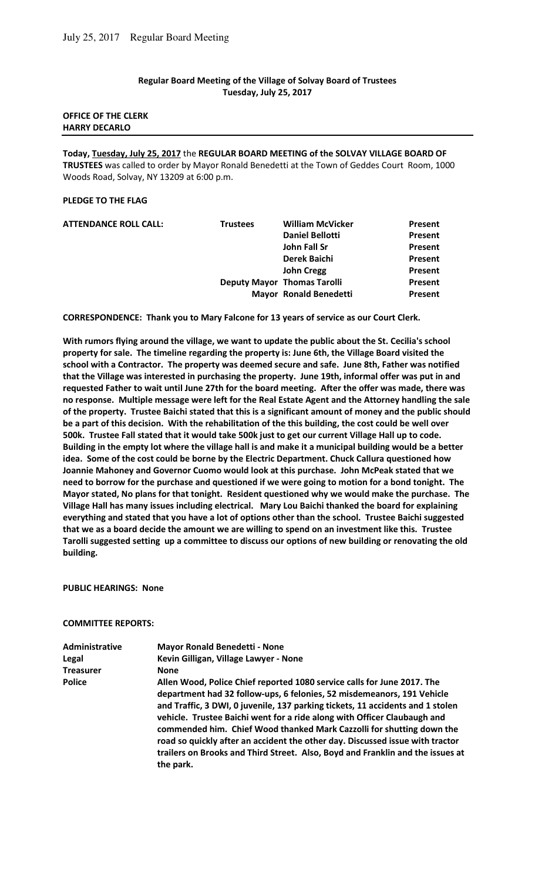**Regular Board Meeting of the Village of Solvay Board of Trustees**
**Tuesday, July 25, 2017**

**OFFICE OF THE CLERK**
**HARRY DECARLO**

---

**Today, Tuesday, July 25, 2017** the **REGULAR BOARD MEETING of the SOLVAY VILLAGE BOARD OF TRUSTEES** was called to order by Mayor Ronald Benedetti at the Town of Geddes Court Room, 1000 Woods Road, Solvay, NY 13209 at 6:00 p.m.

**PLEDGE TO THE FLAG**

| | | | |
|---|---|---|---|
| **ATTENDANCE ROLL CALL:** | **Trustees** | **William McVicker** | **Present** |
| | | **Daniel Bellotti** | **Present** |
| | | **John Fall Sr** | **Present** |
| | | **Derek Baichi** | **Present** |
| | | **John Cregg** | **Present** |
| | **Deputy Mayor** | **Thomas Tarolli** | **Present** |
| | **Mayor** | **Ronald Benedetti** | **Present** |

**CORRESPONDENCE: Thank you to Mary Falcone for 13 years of service as our Court Clerk.**

**With rumors flying around the village, we want to update the public about the St. Cecilia's school property for sale. The timeline regarding the property is: June 6th, the Village Board visited the school with a Contractor. The property was deemed secure and safe. June 8th, Father was notified that the Village was interested in purchasing the property. June 19th, informal offer was put in and requested Father to wait until June 27th for the board meeting. After the offer was made, there was no response. Multiple message were left for the Real Estate Agent and the Attorney handling the sale of the property. Trustee Baichi stated that this is a significant amount of money and the public should be a part of this decision. With the rehabilitation of the this building, the cost could be well over 500k. Trustee Fall stated that it would take 500k just to get our current Village Hall up to code. Building in the empty lot where the village hall is and make it a municipal building would be a better idea. Some of the cost could be borne by the Electric Department. Chuck Callura questioned how Joannie Mahoney and Governor Cuomo would look at this purchase. John McPeak stated that we need to borrow for the purchase and questioned if we were going to motion for a bond tonight. The Mayor stated, No plans for that tonight. Resident questioned why we would make the purchase. The Village Hall has many issues including electrical. Mary Lou Baichi thanked the board for explaining everything and stated that you have a lot of options other than the school. Trustee Baichi suggested that we as a board decide the amount we are willing to spend on an investment like this. Trustee Tarolli suggested setting up a committee to discuss our options of new building or renovating the old building.**

**PUBLIC HEARINGS: None**

**COMMITTEE REPORTS:**

| | |
|---|---|
| **Administrative** | **Mayor Ronald Benedetti - None** |
| **Legal** | **Kevin Gilligan, Village Lawyer - None** |
| **Treasurer** | **None** |
| **Police** | **Allen Wood, Police Chief reported 1080 service calls for June 2017. The department had 32 follow-ups, 6 felonies, 52 misdemeanors, 191 Vehicle and Traffic, 3 DWI, 0 juvenile, 137 parking tickets, 11 accidents and 1 stolen vehicle. Trustee Baichi went for a ride along with Officer Claubaugh and commended him. Chief Wood thanked Mark Cazzolli for shutting down the road so quickly after an accident the other day. Discussed issue with tractor trailers on Brooks and Third Street. Also, Boyd and Franklin and the issues at the park.** |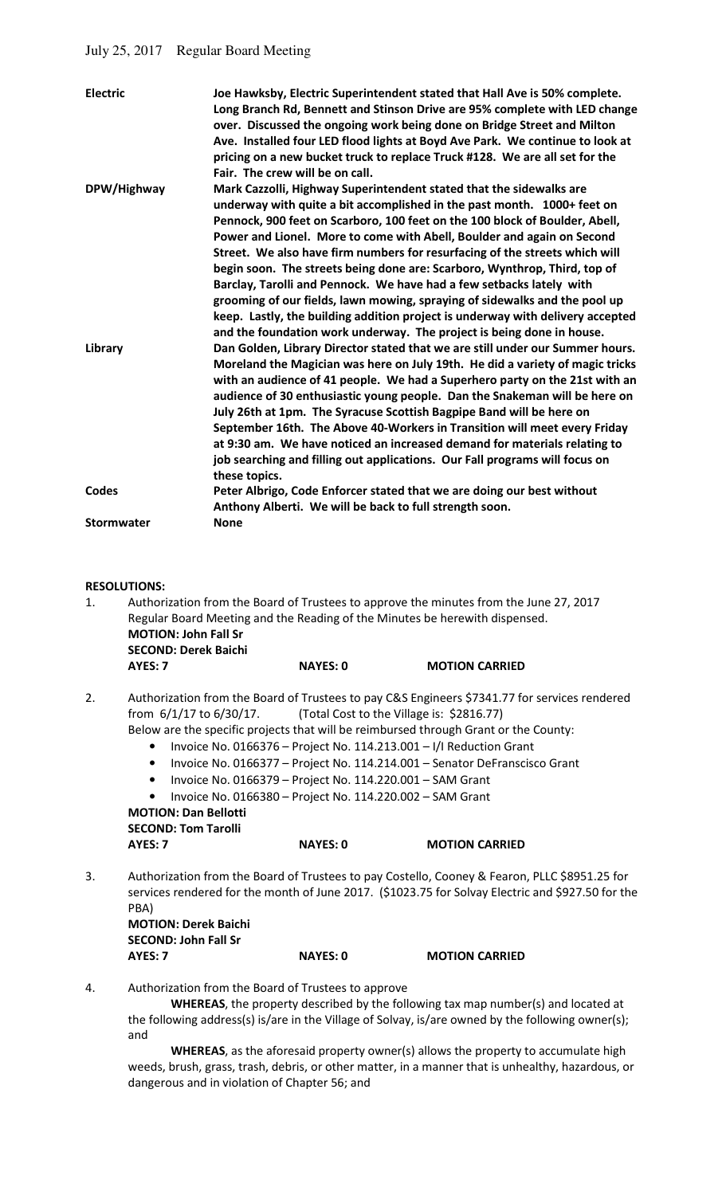July 25, 2017 Regular Board Meeting

| | |
|---|---|
| **Electric** | **Joe Hawksby, Electric Superintendent stated that Hall Ave is 50% complete. Long Branch Rd, Bennett and Stinson Drive are 95% complete with LED change over. Discussed the ongoing work being done on Bridge Street and Milton Ave. Installed four LED flood lights at Boyd Ave Park. We continue to look at pricing on a new bucket truck to replace Truck #128. We are all set for the Fair. The crew will be on call.** |
| **DPW/Highway** | **Mark Cazzolli, Highway Superintendent stated that the sidewalks are underway with quite a bit accomplished in the past month. 1000+ feet on Pennock, 900 feet on Scarboro, 100 feet on the 100 block of Boulder, Abell, Power and Lionel. More to come with Abell, Boulder and again on Second Street. We also have firm numbers for resurfacing of the streets which will begin soon. The streets being done are: Scarboro, Wynthrop, Third, top of Barclay, Tarolli and Pennock. We have had a few setbacks lately with grooming of our fields, lawn mowing, spraying of sidewalks and the pool up keep. Lastly, the building addition project is underway with delivery accepted and the foundation work underway. The project is being done in house.** |
| **Library** | **Dan Golden, Library Director stated that we are still under our Summer hours. Moreland the Magician was here on July 19th. He did a variety of magic tricks with an audience of 41 people. We had a Superhero party on the 21st with an audience of 30 enthusiastic young people. Dan the Snakeman will be here on July 26th at 1pm. The Syracuse Scottish Bagpipe Band will be here on September 16th. The Above 40-Workers in Transition will meet every Friday at 9:30 am. We have noticed an increased demand for materials relating to job searching and filling out applications. Our Fall programs will focus on these topics.** |
| **Codes** | **Peter Albrigo, Code Enforcer stated that we are doing our best without Anthony Alberti. We will be back to full strength soon.** |
| **Stormwater** | **None** |

**RESOLUTIONS:**

1. Authorization from the Board of Trustees to approve the minutes from the June 27, 2017 Regular Board Meeting and the Reading of the Minutes be herewith dispensed.
   **MOTION: John Fall Sr**
   **SECOND: Derek Baichi**
   **AYES: 7** **NAYES: 0** **MOTION CARRIED**

2. Authorization from the Board of Trustees to pay C&S Engineers $7341.77 for services rendered from 6/1/17 to 6/30/17. (Total Cost to the Village is: $2816.77)
   Below are the specific projects that will be reimbursed through Grant or the County:
   - Invoice No. 0166376 – Project No. 114.213.001 – I/I Reduction Grant
   - Invoice No. 0166377 – Project No. 114.214.001 – Senator DeFranscisco Grant
   - Invoice No. 0166379 – Project No. 114.220.001 – SAM Grant
   - Invoice No. 0166380 – Project No. 114.220.002 – SAM Grant

   **MOTION: Dan Bellotti**
   **SECOND: Tom Tarolli**
   **AYES: 7** **NAYES: 0** **MOTION CARRIED**

3. Authorization from the Board of Trustees to pay Costello, Cooney & Fearon, PLLC $8951.25 for services rendered for the month of June 2017. ($1023.75 for Solvay Electric and $927.50 for the PBA)
   **MOTION: Derek Baichi**
   **SECOND: John Fall Sr**
   **AYES: 7** **NAYES: 0** **MOTION CARRIED**

4. Authorization from the Board of Trustees to approve

   **WHEREAS**, the property described by the following tax map number(s) and located at the following address(s) is/are in the Village of Solvay, is/are owned by the following owner(s); and

   **WHEREAS**, as the aforesaid property owner(s) allows the property to accumulate high weeds, brush, grass, trash, debris, or other matter, in a manner that is unhealthy, hazardous, or dangerous and in violation of Chapter 56; and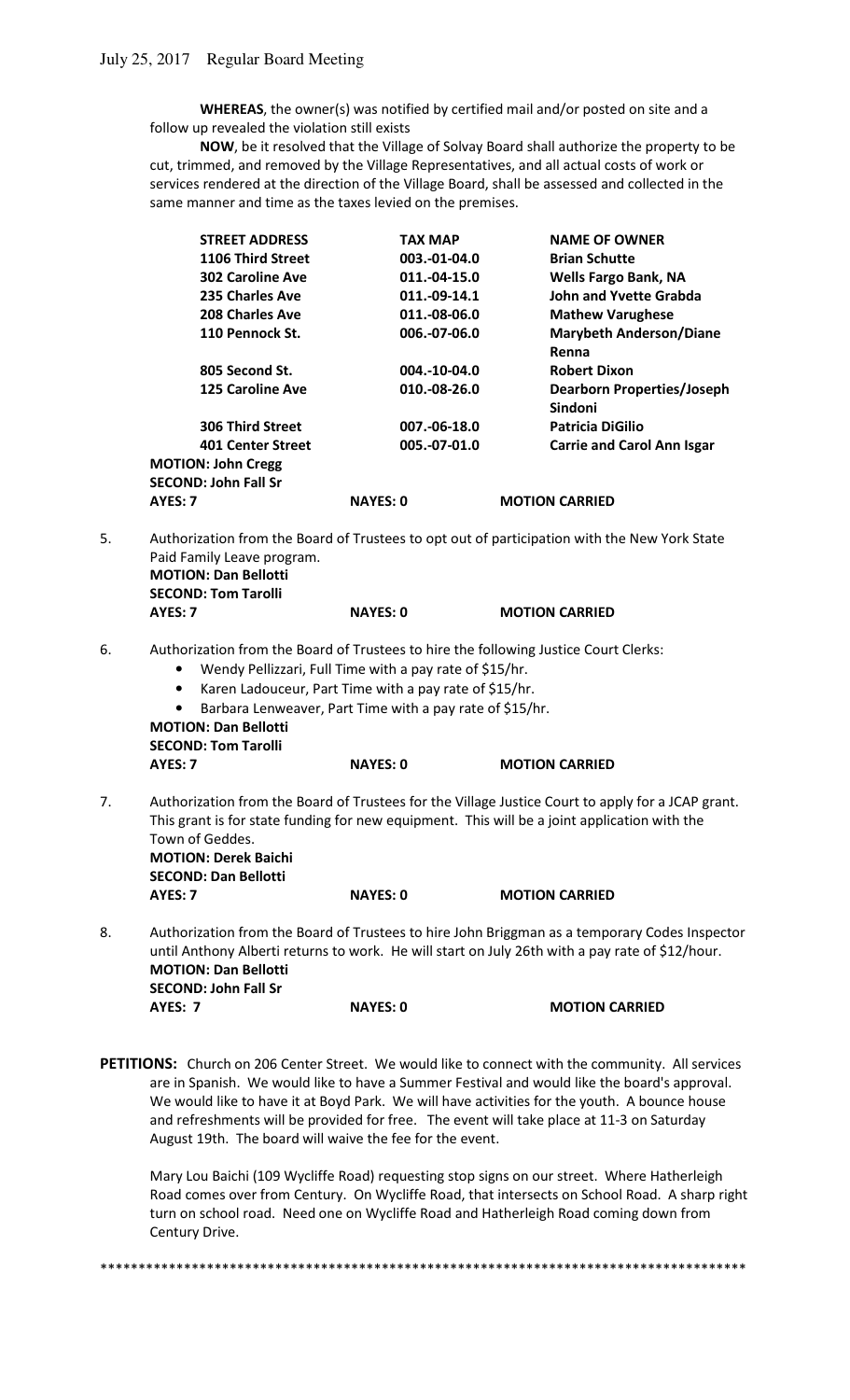**WHEREAS**, the owner(s) was notified by certified mail and/or posted on site and a follow up revealed the violation still exists

**NOW**, be it resolved that the Village of Solvay Board shall authorize the property to be cut, trimmed, and removed by the Village Representatives, and all actual costs of work or services rendered at the direction of the Village Board, shall be assessed and collected in the same manner and time as the taxes levied on the premises.

| **STREET ADDRESS** | **TAX MAP** | **NAME OF OWNER** |
|---|---|---|
| **1106 Third Street** | **003.-01-04.0** | **Brian Schutte** |
| **302 Caroline Ave** | **011.-04-15.0** | **Wells Fargo Bank, NA** |
| **235 Charles Ave** | **011.-09-14.1** | **John and Yvette Grabda** |
| **208 Charles Ave** | **011.-08-06.0** | **Mathew Varughese** |
| **110 Pennock St.** | **006.-07-06.0** | **Marybeth Anderson/Diane Renna** |
| **805 Second St.** | **004.-10-04.0** | **Robert Dixon** |
| **125 Caroline Ave** | **010.-08-26.0** | **Dearborn Properties/Joseph Sindoni** |
| **306 Third Street** | **007.-06-18.0** | **Patricia DiGilio** |
| **401 Center Street** | **005.-07-01.0** | **Carrie and Carol Ann Isgar** |

**MOTION: John Cregg**
**SECOND: John Fall Sr**
**AYES: 7** **NAYES: 0** **MOTION CARRIED**

5. Authorization from the Board of Trustees to opt out of participation with the New York State Paid Family Leave program.
   **MOTION: Dan Bellotti**
   **SECOND: Tom Tarolli**
   **AYES: 7** **NAYES: 0** **MOTION CARRIED**

6. Authorization from the Board of Trustees to hire the following Justice Court Clerks:
   - Wendy Pellizzari, Full Time with a pay rate of $15/hr.
   - Karen Ladouceur, Part Time with a pay rate of $15/hr.
   - Barbara Lenweaver, Part Time with a pay rate of $15/hr.

   **MOTION: Dan Bellotti**
   **SECOND: Tom Tarolli**
   **AYES: 7** **NAYES: 0** **MOTION CARRIED**

7. Authorization from the Board of Trustees for the Village Justice Court to apply for a JCAP grant. This grant is for state funding for new equipment. This will be a joint application with the Town of Geddes.
   **MOTION: Derek Baichi**
   **SECOND: Dan Bellotti**
   **AYES: 7** **NAYES: 0** **MOTION CARRIED**

8. Authorization from the Board of Trustees to hire John Briggman as a temporary Codes Inspector until Anthony Alberti returns to work. He will start on July 26th with a pay rate of $12/hour.
   **MOTION: Dan Bellotti**
   **SECOND: John Fall Sr**
   **AYES: 7** **NAYES: 0** **MOTION CARRIED**

**PETITIONS:** Church on 206 Center Street. We would like to connect with the community. All services are in Spanish. We would like to have a Summer Festival and would like the board's approval. We would like to have it at Boyd Park. We will have activities for the youth. A bounce house and refreshments will be provided for free. The event will take place at 11-3 on Saturday August 19th. The board will waive the fee for the event.

Mary Lou Baichi (109 Wycliffe Road) requesting stop signs on our street. Where Hatherleigh Road comes over from Century. On Wycliffe Road, that intersects on School Road. A sharp right turn on school road. Need one on Wycliffe Road and Hatherleigh Road coming down from Century Drive.

*************************************************************************************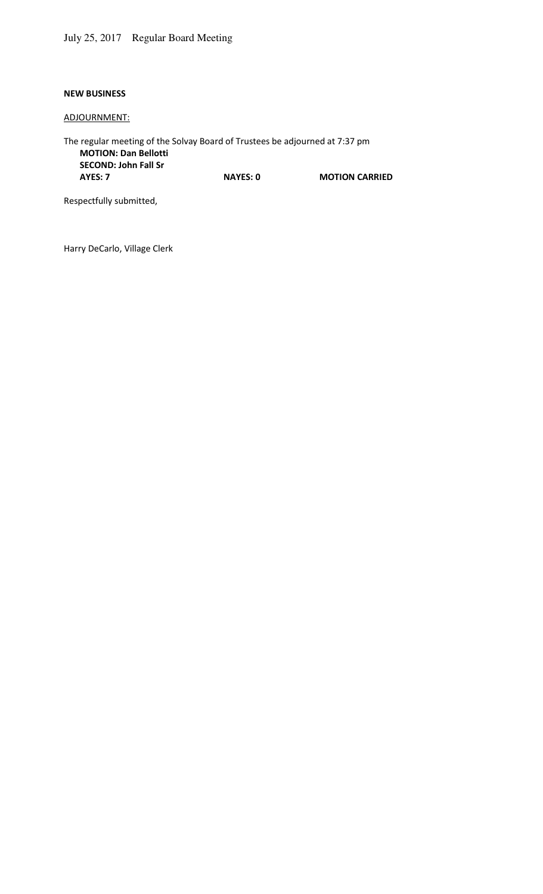**NEW BUSINESS**

ADJOURNMENT:

The regular meeting of the Solvay Board of Trustees be adjourned at 7:37 pm

**MOTION: Dan Bellotti**
**SECOND: John Fall Sr**
**AYES: 7** **NAYES: 0** **MOTION CARRIED**

Respectfully submitted,

Harry DeCarlo, Village Clerk